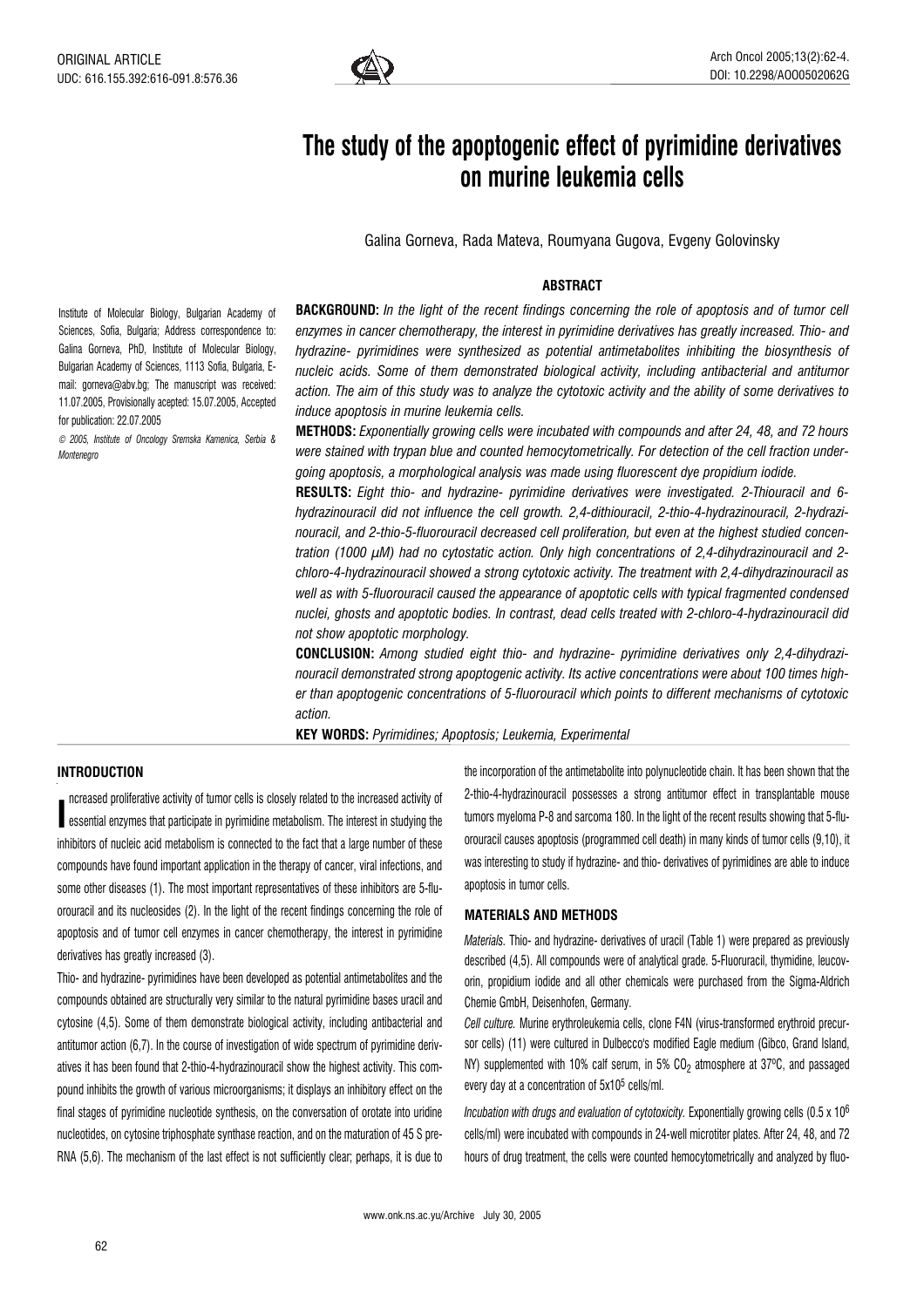ORIGINAL ARTICLE
UDC: 616.155.392:616-091.8:576.36

# The study of the apoptogenic effect of pyrimidine derivatives on murine leukemia cells

Galina Gorneva, Rada Mateva, Roumyana Gugova, Evgeny Golovinsky

Institute of Molecular Biology, Bulgarian Academy of Sciences, Sofia, Bulgaria; Address correspondence to: Galina Gorneva, PhD, Institute of Molecular Biology, Bulgarian Academy of Sciences, 1113 Sofia, Bulgaria, E-mail: gorneva@abv.bg; The manuscript was received: 11.07.2005, Provisionally acepted: 15.07.2005, Accepted for publication: 22.07.2005

© 2005, Institute of Oncology Sremska Kamenica, Serbia & Montenegro

## ABSTRACT

**BACKGROUND:** *In the light of the recent findings concerning the role of apoptosis and of tumor cell enzymes in cancer chemotherapy, the interest in pyrimidine derivatives has greatly increased. Thio- and hydrazine- pyrimidines were synthesized as potential antimetabolites inhibiting the biosynthesis of nucleic acids. Some of them demonstrated biological activity, including antibacterial and antitumor action. The aim of this study was to analyze the cytotoxic activity and the ability of some derivatives to induce apoptosis in murine leukemia cells.*

**METHODS:** *Exponentially growing cells were incubated with compounds and after 24, 48, and 72 hours were stained with trypan blue and counted hemocytometrically. For detection of the cell fraction undergoing apoptosis, a morphological analysis was made using fluorescent dye propidium iodide.*

**RESULTS:** *Eight thio- and hydrazine- pyrimidine derivatives were investigated. 2-Thiouracil and 6-hydrazinouracil did not influence the cell growth. 2,4-dithiouracil, 2-thio-4-hydrazinouracil, 2-hydrazinouracil, and 2-thio-5-fluorouracil decreased cell proliferation, but even at the highest studied concentration (1000 μM) had no cytostatic action. Only high concentrations of 2,4-dihydrazinouracil and 2-chloro-4-hydrazinouracil showed a strong cytotoxic activity. The treatment with 2,4-dihydrazinouracil as well as with 5-fluorouracil caused the appearance of apoptotic cells with typical fragmented condensed nuclei, ghosts and apoptotic bodies. In contrast, dead cells treated with 2-chloro-4-hydrazinouracil did not show apoptotic morphology.*

**CONCLUSION:** *Among studied eight thio- and hydrazine- pyrimidine derivatives only 2,4-dihydrazinouracil demonstrated strong apoptogenic activity. Its active concentrations were about 100 times higher than apoptogenic concentrations of 5-fluorouracil which points to different mechanisms of cytotoxic action.*

**KEY WORDS:** *Pyrimidines; Apoptosis; Leukemia, Experimental*

## INTRODUCTION

Increased proliferative activity of tumor cells is closely related to the increased activity of essential enzymes that participate in pyrimidine metabolism. The interest in studying the inhibitors of nucleic acid metabolism is connected to the fact that a large number of these compounds have found important application in the therapy of cancer, viral infections, and some other diseases (1). The most important representatives of these inhibitors are 5-fluorouracil and its nucleosides (2). In the light of the recent findings concerning the role of apoptosis and of tumor cell enzymes in cancer chemotherapy, the interest in pyrimidine derivatives has greatly increased (3).

Thio- and hydrazine- pyrimidines have been developed as potential antimetabolites and the compounds obtained are structurally very similar to the natural pyrimidine bases uracil and cytosine (4,5). Some of them demonstrate biological activity, including antibacterial and antitumor action (6,7). In the course of investigation of wide spectrum of pyrimidine derivatives it has been found that 2-thio-4-hydrazinouracil show the highest activity. This compound inhibits the growth of various microorganisms; it displays an inhibitory effect on the final stages of pyrimidine nucleotide synthesis, on the conversation of orotate into uridine nucleotides, on cytosine triphosphate synthase reaction, and on the maturation of 45 S pre-RNA (5,6). The mechanism of the last effect is not sufficiently clear; perhaps, it is due to the incorporation of the antimetabolite into polynucleotide chain. It has been shown that the 2-thio-4-hydrazinouracil possesses a strong antitumor effect in transplantable mouse tumors myeloma P-8 and sarcoma 180. In the light of the recent results showing that 5-fluorouracil causes apoptosis (programmed cell death) in many kinds of tumor cells (9,10), it was interesting to study if hydrazine- and thio- derivatives of pyrimidines are able to induce apoptosis in tumor cells.

## MATERIALS AND METHODS

*Materials.* Thio- and hydrazine- derivatives of uracil (Table 1) were prepared as previously described (4,5). All compounds were of analytical grade. 5-Fluoruracil, thymidine, leucovorin, propidium iodide and all other chemicals were purchased from the Sigma-Aldrich Chemie GmbH, Deisenhofen, Germany.

*Cell culture.* Murine erythroleukemia cells, clone F4N (virus-transformed erythroid precursor cells) (11) were cultured in Dulbecco's modified Eagle medium (Gibco, Grand Island, NY) supplemented with 10% calf serum, in 5% $CO_2$ atmosphere at 37ºC, and passaged every day at a concentration of $5 \times 10^5$ cells/ml.

*Incubation with drugs and evaluation of cytotoxicity.* Exponentially growing cells ($0.5 \times 10^6$ cells/ml) were incubated with compounds in 24-well microtiter plates. After 24, 48, and 72 hours of drug treatment, the cells were counted hemocytometrically and analyzed by fluo-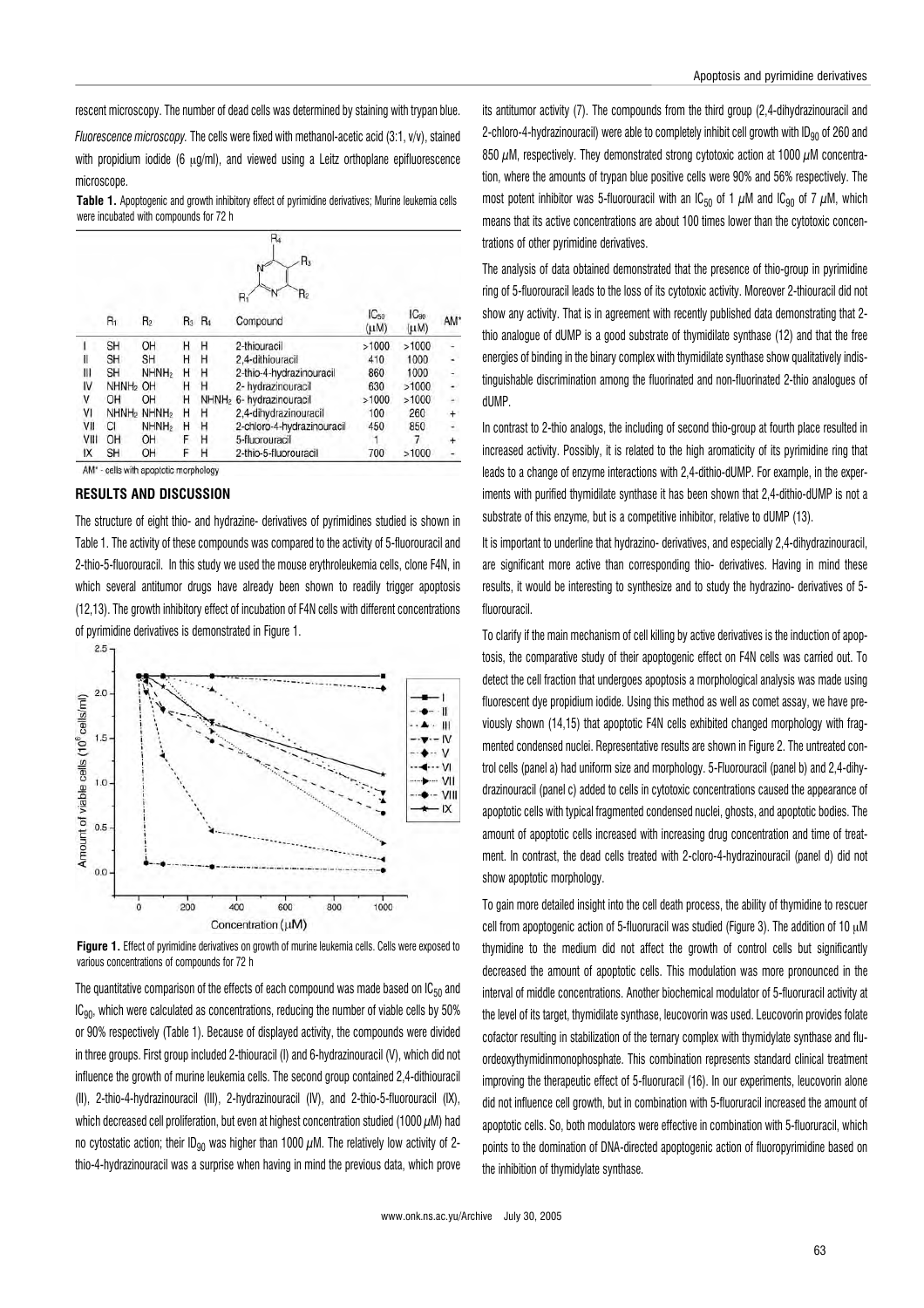rescent microscopy. The number of dead cells was determined by staining with trypan blue.

*Fluorescence microscopy.* The cells were fixed with methanol-acetic acid (3:1, v/v), stained with propidium iodide (6 μg/ml), and viewed using a Leitz orthoplane epifluorescence microscope.

**Table 1.** Apoptogenic and growth inhibitory effect of pyrimidine derivatives; Murine leukemia cells were incubated with compounds for 72 h

| | $R_1$ | $R_2$ | $R_3$ | $R_4$ | Compound | $IC_{50}$ (μM) | $IC_{90}$ (μM) | AM* |
|---|---|---|---|---|---|---|---|---|
| I | SH | OH | H | H | 2-thiouracil | >1000 | >1000 | - |
| II | SH | SH | H | H | 2,4-dithiouracil | 410 | 1000 | - |
| III | SH | $NHNH_2$ | H | H | 2-thio-4-hydrazinouracil | 860 | 1000 | - |
| IV | $NHNH_2$ | OH | H | H | 2- hydrazinouracil | 630 | >1000 | - |
| V | OH | OH | H | $NHNH_2$ | 6- hydrazinouracil | >1000 | >1000 | - |
| VI | $NHNH_2$ | $NHNH_2$ | H | H | 2,4-dihydrazinouracil | 100 | 260 | + |
| VII | Cl | $NHNH_2$ | H | H | 2-chloro-4-hydrazinouracil | 450 | 850 | - |
| VIII | OH | OH | F | H | 5-fluorouracil | 1 | 7 | + |
| IX | SH | OH | F | H | 2-thio-5-fluorouracil | 700 | >1000 | - |

AM* - cells with apoptotic morphology

## RESULTS AND DISCUSSION

The structure of eight thio- and hydrazine- derivatives of pyrimidines studied is shown in Table 1. The activity of these compounds was compared to the activity of 5-fluorouracil and 2-thio-5-fluorouracil. In this study we used the mouse erythroleukemia cells, clone F4N, in which several antitumor drugs have already been shown to readily trigger apoptosis (12,13). The growth inhibitory effect of incubation of F4N cells with different concentrations of pyrimidine derivatives is demonstrated in Figure 1.

**Figure 1.** Effect of pyrimidine derivatives on growth of murine leukemia cells. Cells were exposed to various concentrations of compounds for 72 h

The quantitative comparison of the effects of each compound was made based on $IC_{50}$ and $IC_{90}$, which were calculated as concentrations, reducing the number of viable cells by 50% or 90% respectively (Table 1). Because of displayed activity, the compounds were divided in three groups. First group included 2-thiouracil (I) and 6-hydrazinouracil (V), which did not influence the growth of murine leukemia cells. The second group contained 2,4-dithiouracil (II), 2-thio-4-hydrazinouracil (III), 2-hydrazinouracil (IV), and 2-thio-5-fluorouracil (IX), which decreased cell proliferation, but even at highest concentration studied (1000 μM) had no cytostatic action; their $ID_{90}$ was higher than 1000 μM. The relatively low activity of 2-thio-4-hydrazinouracil was a surprise when having in mind the previous data, which prove its antitumor activity (7). The compounds from the third group (2,4-dihydrazinouracil and 2-chloro-4-hydrazinouracil) were able to completely inhibit cell growth with $ID_{90}$ of 260 and 850 μM, respectively. They demonstrated strong cytotoxic action at 1000 μM concentration, where the amounts of trypan blue positive cells were 90% and 56% respectively. The most potent inhibitor was 5-fluorouracil with an $IC_{50}$ of 1 μM and $IC_{90}$ of 7 μM, which means that its active concentrations are about 100 times lower than the cytotoxic concentrations of other pyrimidine derivatives.

The analysis of data obtained demonstrated that the presence of thio-group in pyrimidine ring of 5-fluorouracil leads to the loss of its cytotoxic activity. Moreover 2-thiouracil did not show any activity. That is in agreement with recently published data demonstrating that 2-thio analogue of dUMP is a good substrate of thymidilate synthase (12) and that the free energies of binding in the binary complex with thymidilate synthase show qualitatively indistinguishable discrimination among the fluorinated and non-fluorinated 2-thio analogues of dUMP.

In contrast to 2-thio analogs, the including of second thio-group at fourth place resulted in increased activity. Possibly, it is related to the high aromaticity of its pyrimidine ring that leads to a change of enzyme interactions with 2,4-dithio-dUMP. For example, in the experiments with purified thymidilate synthase it has been shown that 2,4-dithio-dUMP is not a substrate of this enzyme, but is a competitive inhibitor, relative to dUMP (13).

It is important to underline that hydrazino- derivatives, and especially 2,4-dihydrazinouracil, are significant more active than corresponding thio- derivatives. Having in mind these results, it would be interesting to synthesize and to study the hydrazino- derivatives of 5-fluorouracil.

To clarify if the main mechanism of cell killing by active derivatives is the induction of apoptosis, the comparative study of their apoptogenic effect on F4N cells was carried out. To detect the cell fraction that undergoes apoptosis a morphological analysis was made using fluorescent dye propidium iodide. Using this method as well as comet assay, we have previously shown (14,15) that apoptotic F4N cells exhibited changed morphology with fragmented condensed nuclei. Representative results are shown in Figure 2. The untreated control cells (panel a) had uniform size and morphology. 5-Fluorouracil (panel b) and 2,4-dihydrazinouracil (panel c) added to cells in cytotoxic concentrations caused the appearance of apoptotic cells with typical fragmented condensed nuclei, ghosts, and apoptotic bodies. The amount of apoptotic cells increased with increasing drug concentration and time of treatment. In contrast, the dead cells treated with 2-cloro-4-hydrazinouracil (panel d) did not show apoptotic morphology.

To gain more detailed insight into the cell death process, the ability of thymidine to rescuer cell from apoptogenic action of 5-fluoruracil was studied (Figure 3). The addition of 10 μM thymidine to the medium did not affect the growth of control cells but significantly decreased the amount of apoptotic cells. This modulation was more pronounced in the interval of middle concentrations. Another biochemical modulator of 5-fluoruracil activity at the level of its target, thymidilate synthase, leucovorin was used. Leucovorin provides folate cofactor resulting in stabilization of the ternary complex with thymidylate synthase and fluordeoxythymidinmonophosphate. This combination represents standard clinical treatment improving the therapeutic effect of 5-fluoruracil (16). In our experiments, leucovorin alone did not influence cell growth, but in combination with 5-fluoruracil increased the amount of apoptotic cells. So, both modulators were effective in combination with 5-fluoruracil, which points to the domination of DNA-directed apoptogenic action of fluoropyrimidine based on the inhibition of thymidylate synthase.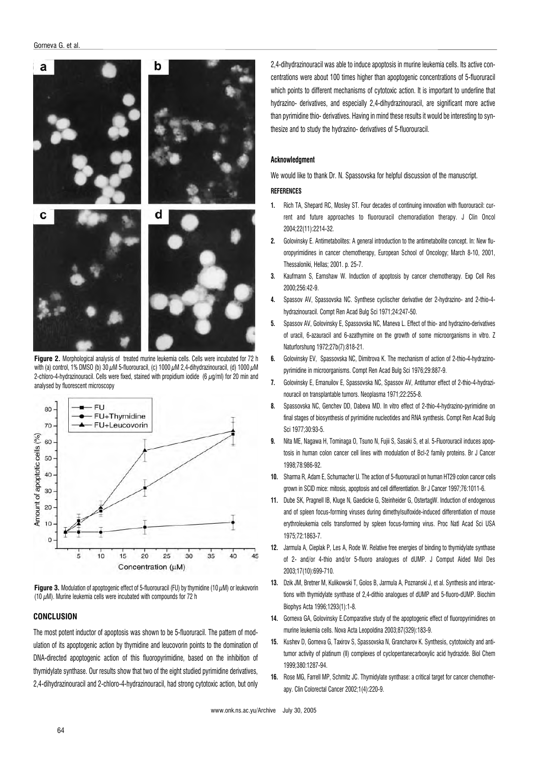a

b

c

d

**Figure 2.** Morphological analysis of treated murine leukemia cells. Cells were incubated for 72 h with (a) control, 1% DMSO (b) 30 $\mu$M 5-fluorouracil, (c) 1000 $\mu$M 2,4-dihydrazinouracil, (d) 1000 $\mu$M 2-chloro-4-hydrazinouracil. Cells were fixed, stained with propidium iodide (6 $\mu$g/ml) for 20 min and analysed by fluorescent microscopy

FU
FU+Thymidine
FU+Leucovorin

Amount of apoptotic cells (%)

0
10
20
30
40
50
60
70
80

5
10
15
20
25
30
35
40
45

Concentration ($\mu$M)

**Figure 3.** Modulation of apoptogenic effect of 5-fluorouracil (FU) by thymidine (10 $\mu$M) or leukovorin (10 $\mu$M). Murine leukemia cells were incubated with compounds for 72 h

## CONCLUSION

The most potent inductor of apoptosis was shown to be 5-fluoruracil. The pattern of modulation of its apoptogenic action by thymidine and leucovorin points to the domination of DNA-directed apoptogenic action of this fluoropyrimidine, based on the inhibition of thymidylate synthase. Our results show that two of the eight studied pyrimidine derivatives, 2,4-dihydrazinouracil and 2-chloro-4-hydrazinouracil, had strong cytotoxic action, but only 2,4-dihydrazinouracil was able to induce apoptosis in murine leukemia cells. Its active concentrations were about 100 times higher than apoptogenic concentrations of 5-fluoruracil which points to different mechanisms of cytotoxic action. It is important to underline that hydrazino- derivatives, and especially 2,4-dihydrazinouracil, are significant more active than pyrimidine thio- derivatives. Having in mind these results it would be interesting to synthesize and to study the hydrazino- derivatives of 5-fluorouracil.

### Acknowledgment

We would like to thank Dr. N. Spassovska for helpful discussion of the manuscript.

### REFERENCES

1. Rich TA, Shepard RC, Mosley ST. Four decades of continuing innovation with fluorouracil: current and future approaches to fluorouracil chemoradiation therapy. J Clin Oncol 2004;22(11):2214-32.
2. Golovinsky E. Antimetabolites: A general introduction to the antimetabolite concept. In: New fluoropyrimidines in cancer chemotherapy, European School of Oncology; March 8-10, 2001, Thessaloniki, Hellas; 2001. p. 25-7.
3. Kaufmann S, Earnshaw W. Induction of apoptosis by cancer chemotherapy. Exp Cell Res 2000;256:42-9.
4. Spassov AV, Spassovska NC. Synthese cyclischer derivative der 2-hydrazino- and 2-thio-4-hydrazinouracil. Compt Ren Acad Bulg Sci 1971;24:247-50.
5. Spassov AV, Golovinsky E, Spassovska NC, Maneva L. Effect of thio- and hydrazino-derivatives of uracil, 6-azauracil and 6-azathymine on the growth of some microorganisms in vitro. Z Naturforshung 1972;27b(7):818-21.
6. Golovinsky EV, Spassovska NC, Dimitrova K. The mechanism of action of 2-thio-4-hydrazinopyrimidine in microorganisms. Compt Ren Acad Bulg Sci 1976;29:887-9.
7. Golovinsky E, Emanuilov E, Spassovska NC, Spassov AV, Antitumor effect of 2-thio-4-hydrazinouracil on transplantable tumors. Neoplasma 1971;22:255-8.
8. Spassovska NC, Genchev DD, Dabeva MD. In vitro effect of 2-thio-4-hydrazino-pyrimidine on final stages of biosynthesis of pyrimidine nucleotides and RNA synthesis. Compt Ren Acad Bulg Sci 1977;30:93-5.
9. Nita ME, Nagawa H, Tominaga O, Tsuno N, Fujii S, Sasaki S, et al. 5-Fluorouracil induces apoptosis in human colon cancer cell lines with modulation of Bcl-2 family proteins. Br J Cancer 1998;78:986-92.
10. Sharma R, Adam E, Schumacher U. The action of 5-fluorouracil on human HT29 colon cancer cells grown in SCID mice: mitosis, apoptosis and cell differentiation. Br J Cancer 1997;76:1011-6.
11. Dube SK, Pragnell IB, Kluge N, Gaedicke G, Steinheider G, OstertagW. Induction of endogenous and of spleen focus-forming viruses during dimethylsulfoxide-induced differentiation of mouse erythroleukemia cells transformed by spleen focus-forming virus. Proc Natl Acad Sci USA 1975;72:1863-7.
12. Jarmula A, Cieplak P, Les A, Rode W. Relative free energies of binding to thymidylate synthase of 2- and/or 4-thio and/or 5-fluoro analogues of dUMP. J Comput Aided Mol Des 2003;17(10):699-710.
13. Dzik JM, Bretner M, Kulikowski T, Golos B, Jarmula A, Poznanski J, et al. Synthesis and interactions with thymidylate synthase of 2,4-dithio analogues of dUMP and 5-fluoro-dUMP. Biochim Biophys Acta 1996;1293(1):1-8.
14. Gorneva GA, Golovinsky E.Comparative study of the apoptogenic effect of fluoropyrimidines on murine leukemia cells. Nova Acta Leopoldina 2003;87(329):183-9.
15. Kushev D, Gorneva G, Taxirov S, Spassovska N, Grancharov K. Synthesis, cytotoxicity and antitumor activity of platinum (II) complexes of cyclopentanecarboxylic acid hydrazide. Biol Chem 1999;380:1287-94.
16. Rose MG, Farrell MP, Schmitz JC. Thymidylate synthase: a critical target for cancer chemotherapy. Clin Colorectal Cancer 2002;1(4):220-9.